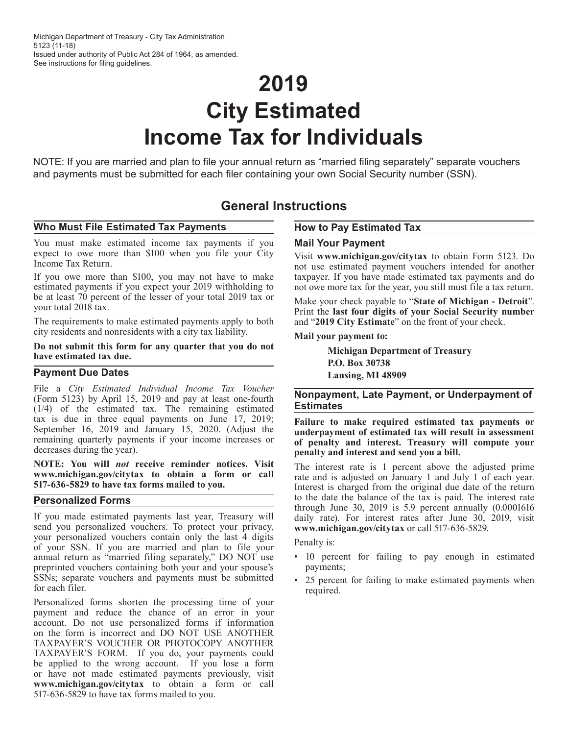Michigan Department of Treasury - City Tax Administration
5123 (11-18)
Issued under authority of Public Act 284 of 1964, as amended.
See instructions for filing guidelines.

# 2019
# City Estimated Income Tax for Individuals

NOTE: If you are married and plan to file your annual return as "married filing separately" separate vouchers and payments must be submitted for each filer containing your own Social Security number (SSN).

## General Instructions

### Who Must File Estimated Tax Payments

You must make estimated income tax payments if you expect to owe more than $100 when you file your City Income Tax Return.

If you owe more than $100, you may not have to make estimated payments if you expect your 2019 withholding to be at least 70 percent of the lesser of your total 2019 tax or your total 2018 tax.

The requirements to make estimated payments apply to both city residents and nonresidents with a city tax liability.

**Do not submit this form for any quarter that you do not have estimated tax due.**

### Payment Due Dates

File a *City Estimated Individual Income Tax Voucher* (Form 5123) by April 15, 2019 and pay at least one-fourth (1/4) of the estimated tax. The remaining estimated tax is due in three equal payments on June 17, 2019; September 16, 2019 and January 15, 2020. (Adjust the remaining quarterly payments if your income increases or decreases during the year).

**NOTE: You will *not* receive reminder notices. Visit www.michigan.gov/citytax to obtain a form or call 517-636-5829 to have tax forms mailed to you.**

### Personalized Forms

If you made estimated payments last year, Treasury will send you personalized vouchers. To protect your privacy, your personalized vouchers contain only the last 4 digits of your SSN. If you are married and plan to file your annual return as "married filing separately," DO NOT use preprinted vouchers containing both your and your spouse's SSNs; separate vouchers and payments must be submitted for each filer.

Personalized forms shorten the processing time of your payment and reduce the chance of an error in your account. Do not use personalized forms if information on the form is incorrect and DO NOT USE ANOTHER TAXPAYER'S VOUCHER OR PHOTOCOPY ANOTHER TAXPAYER'S FORM. If you do, your payments could be applied to the wrong account. If you lose a form or have not made estimated payments previously, visit **www.michigan.gov/citytax** to obtain a form or call 517-636-5829 to have tax forms mailed to you.

### How to Pay Estimated Tax

#### Mail Your Payment

Visit **www.michigan.gov/citytax** to obtain Form 5123. Do not use estimated payment vouchers intended for another taxpayer. If you have made estimated tax payments and do not owe more tax for the year, you still must file a tax return.

Make your check payable to "**State of Michigan - Detroit**". Print the **last four digits of your Social Security number** and "**2019 City Estimate**" on the front of your check.

**Mail your payment to:**

**Michigan Department of Treasury**
**P.O. Box 30738**
**Lansing, MI 48909**

### Nonpayment, Late Payment, or Underpayment of Estimates

**Failure to make required estimated tax payments or underpayment of estimated tax will result in assessment of penalty and interest. Treasury will compute your penalty and interest and send you a bill.**

The interest rate is 1 percent above the adjusted prime rate and is adjusted on January 1 and July 1 of each year. Interest is charged from the original due date of the return to the date the balance of the tax is paid. The interest rate through June 30, 2019 is 5.9 percent annually (0.0001616 daily rate). For interest rates after June 30, 2019, visit **www.michigan.gov/citytax** or call 517-636-5829.

Penalty is:

- 10 percent for failing to pay enough in estimated payments;
- 25 percent for failing to make estimated payments when required.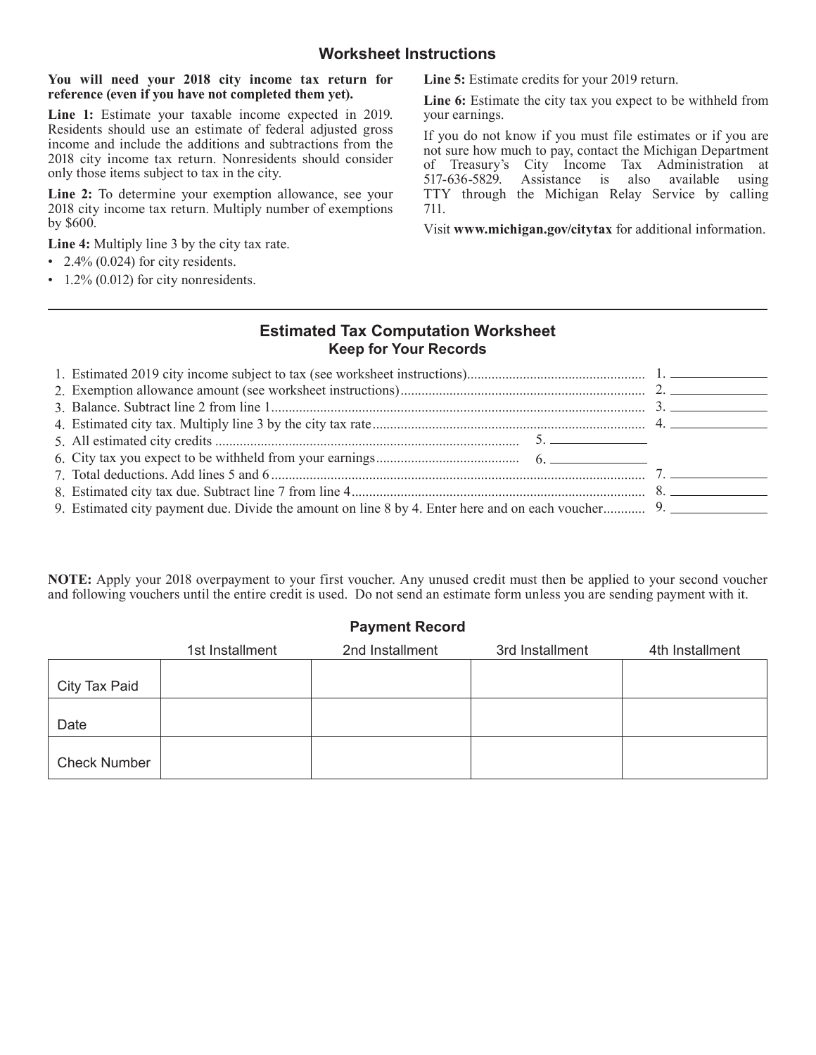## Worksheet Instructions

**You will need your 2018 city income tax return for reference (even if you have not completed them yet).**

**Line 1:** Estimate your taxable income expected in 2019. Residents should use an estimate of federal adjusted gross income and include the additions and subtractions from the 2018 city income tax return. Nonresidents should consider only those items subject to tax in the city.

**Line 2:** To determine your exemption allowance, see your 2018 city income tax return. Multiply number of exemptions by $600.

**Line 4:** Multiply line 3 by the city tax rate.

- 2.4% (0.024) for city residents.
- 1.2% (0.012) for city nonresidents.

**Line 5:** Estimate credits for your 2019 return.

**Line 6:** Estimate the city tax you expect to be withheld from your earnings.

If you do not know if you must file estimates or if you are not sure how much to pay, contact the Michigan Department of Treasury's City Income Tax Administration at 517-636-5829. Assistance is also available using TTY through the Michigan Relay Service by calling 711.

Visit **www.michigan.gov/citytax** for additional information.

## Estimated Tax Computation Worksheet
### Keep for Your Records

1. Estimated 2019 city income subject to tax (see worksheet instructions) .......... 1. ________
2. Exemption allowance amount (see worksheet instructions) .......... 2. ________
3. Balance. Subtract line 2 from line 1 .......... 3. ________
4. Estimated city tax. Multiply line 3 by the city tax rate .......... 4. ________
5. All estimated city credits .......... 5. ________
6. City tax you expect to be withheld from your earnings .......... 6. ________
7. Total deductions. Add lines 5 and 6 .......... 7. ________
8. Estimated city tax due. Subtract line 7 from line 4 .......... 8. ________
9. Estimated city payment due. Divide the amount on line 8 by 4. Enter here and on each voucher .......... 9. ________

**NOTE:** Apply your 2018 overpayment to your first voucher. Any unused credit must then be applied to your second voucher and following vouchers until the entire credit is used. Do not send an estimate form unless you are sending payment with it.

### Payment Record

| | 1st Installment | 2nd Installment | 3rd Installment | 4th Installment |
|---|---|---|---|---|
| City Tax Paid | | | | |
| Date | | | | |
| Check Number | | | | |